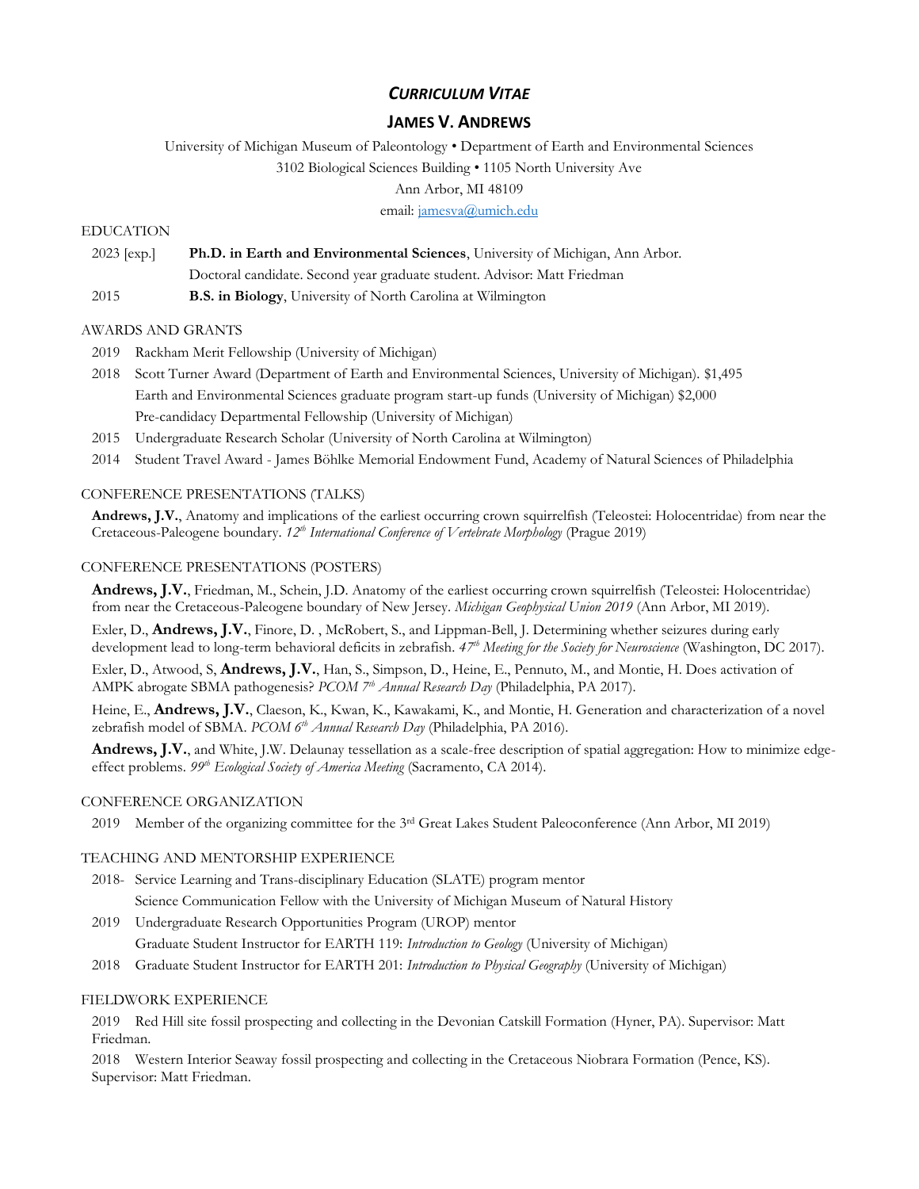# *CURRICULUM VITAE*

## JAMES V. ANDREWS

University of Michigan Museum of Paleontology • Department of Earth and Environmental Sciences
3102 Biological Sciences Building • 1105 North University Ave
Ann Arbor, MI 48109
email: jamesva@umich.edu

### EDUCATION

2023 [exp.] **Ph.D. in Earth and Environmental Sciences**, University of Michigan, Ann Arbor.
Doctoral candidate. Second year graduate student. Advisor: Matt Friedman

2015 **B.S. in Biology**, University of North Carolina at Wilmington

### AWARDS AND GRANTS

2019 Rackham Merit Fellowship (University of Michigan)

2018 Scott Turner Award (Department of Earth and Environmental Sciences, University of Michigan). $1,495
Earth and Environmental Sciences graduate program start-up funds (University of Michigan) $2,000
Pre-candidacy Departmental Fellowship (University of Michigan)

2015 Undergraduate Research Scholar (University of North Carolina at Wilmington)

2014 Student Travel Award - James Böhlke Memorial Endowment Fund, Academy of Natural Sciences of Philadelphia

### CONFERENCE PRESENTATIONS (TALKS)

**Andrews, J.V.**, Anatomy and implications of the earliest occurring crown squirrelfish (Teleostei: Holocentridae) from near the Cretaceous-Paleogene boundary. *12th International Conference of Vertebrate Morphology* (Prague 2019)

### CONFERENCE PRESENTATIONS (POSTERS)

**Andrews, J.V.**, Friedman, M., Schein, J.D. Anatomy of the earliest occurring crown squirrelfish (Teleostei: Holocentridae) from near the Cretaceous-Paleogene boundary of New Jersey. *Michigan Geophysical Union 2019* (Ann Arbor, MI 2019).

Exler, D., **Andrews, J.V.**, Finore, D. , McRobert, S., and Lippman-Bell, J. Determining whether seizures during early development lead to long-term behavioral deficits in zebrafish. *47th Meeting for the Society for Neuroscience* (Washington, DC 2017).

Exler, D., Atwood, S, **Andrews, J.V.**, Han, S., Simpson, D., Heine, E., Pennuto, M., and Montie, H. Does activation of AMPK abrogate SBMA pathogenesis? *PCOM 7th Annual Research Day* (Philadelphia, PA 2017).

Heine, E., **Andrews, J.V.**, Claeson, K., Kwan, K., Kawakami, K., and Montie, H. Generation and characterization of a novel zebrafish model of SBMA. *PCOM 6th Annual Research Day* (Philadelphia, PA 2016).

**Andrews, J.V.**, and White, J.W. Delaunay tessellation as a scale-free description of spatial aggregation: How to minimize edge-effect problems. *99th Ecological Society of America Meeting* (Sacramento, CA 2014).

### CONFERENCE ORGANIZATION

2019 Member of the organizing committee for the 3rd Great Lakes Student Paleoconference (Ann Arbor, MI 2019)

### TEACHING AND MENTORSHIP EXPERIENCE

2018- Service Learning and Trans-disciplinary Education (SLATE) program mentor
Science Communication Fellow with the University of Michigan Museum of Natural History

2019 Undergraduate Research Opportunities Program (UROP) mentor
Graduate Student Instructor for EARTH 119: *Introduction to Geology* (University of Michigan)

2018 Graduate Student Instructor for EARTH 201: *Introduction to Physical Geography* (University of Michigan)

### FIELDWORK EXPERIENCE

2019 Red Hill site fossil prospecting and collecting in the Devonian Catskill Formation (Hyner, PA). Supervisor: Matt Friedman.

2018 Western Interior Seaway fossil prospecting and collecting in the Cretaceous Niobrara Formation (Pence, KS). Supervisor: Matt Friedman.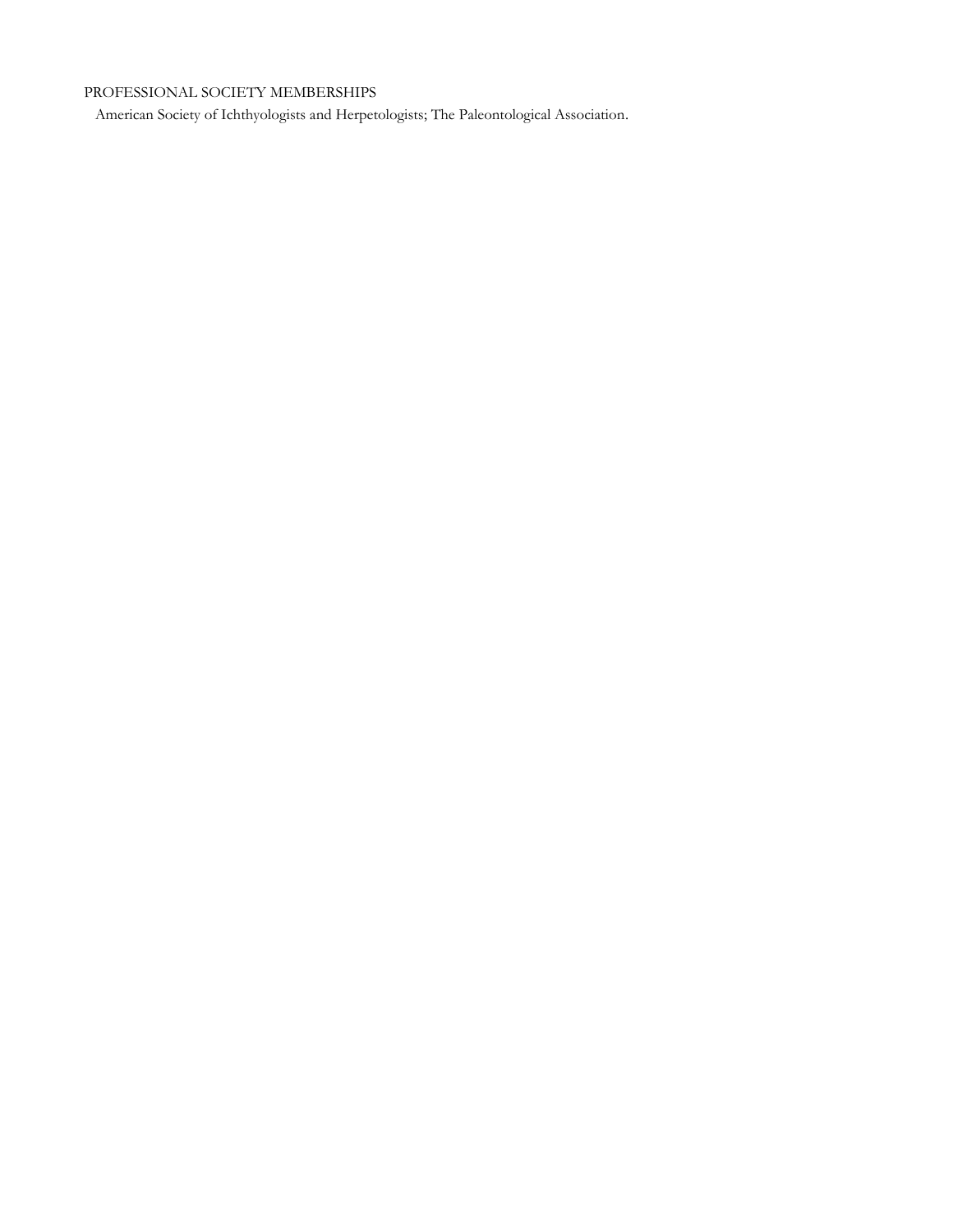## PROFESSIONAL SOCIETY MEMBERSHIPS

American Society of Ichthyologists and Herpetologists; The Paleontological Association.